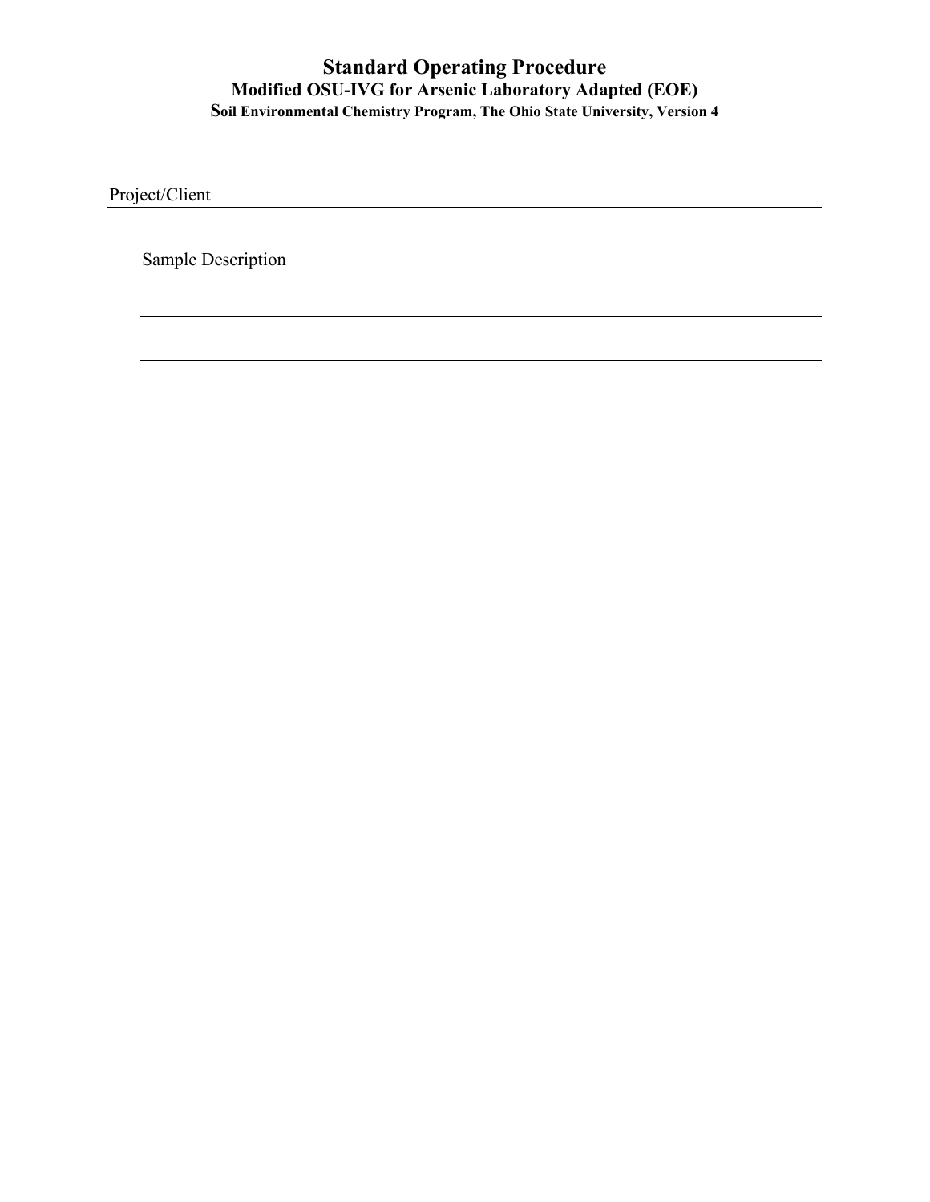# Standard Operating Procedure

## Modified OSU-IVG for Arsenic Laboratory Adapted (EOE)

### Soil Environmental Chemistry Program, The Ohio State University, Version 4

Project/Client ______________________________________________

Sample Description ______________________________________________

______________________________________________

______________________________________________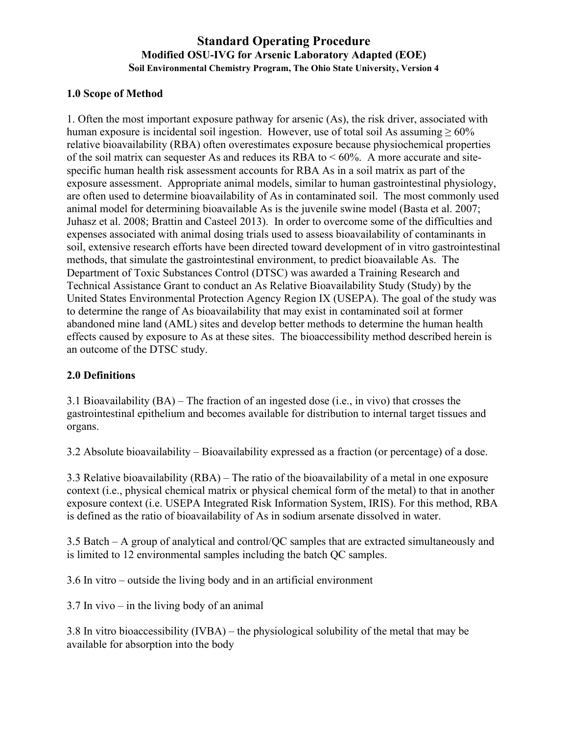# Standard Operating Procedure

## Modified OSU-IVG for Arsenic Laboratory Adapted (EOE)

### Soil Environmental Chemistry Program, The Ohio State University, Version 4

## 1.0 Scope of Method

1. Often the most important exposure pathway for arsenic (As), the risk driver, associated with human exposure is incidental soil ingestion. However, use of total soil As assuming ≥ 60% relative bioavailability (RBA) often overestimates exposure because physiochemical properties of the soil matrix can sequester As and reduces its RBA to < 60%. A more accurate and site-specific human health risk assessment accounts for RBA As in a soil matrix as part of the exposure assessment. Appropriate animal models, similar to human gastrointestinal physiology, are often used to determine bioavailability of As in contaminated soil. The most commonly used animal model for determining bioavailable As is the juvenile swine model (Basta et al. 2007; Juhasz et al. 2008; Brattin and Casteel 2013). In order to overcome some of the difficulties and expenses associated with animal dosing trials used to assess bioavailability of contaminants in soil, extensive research efforts have been directed toward development of in vitro gastrointestinal methods, that simulate the gastrointestinal environment, to predict bioavailable As. The Department of Toxic Substances Control (DTSC) was awarded a Training Research and Technical Assistance Grant to conduct an As Relative Bioavailability Study (Study) by the United States Environmental Protection Agency Region IX (USEPA). The goal of the study was to determine the range of As bioavailability that may exist in contaminated soil at former abandoned mine land (AML) sites and develop better methods to determine the human health effects caused by exposure to As at these sites. The bioaccessibility method described herein is an outcome of the DTSC study.

## 2.0 Definitions

3.1 Bioavailability (BA) – The fraction of an ingested dose (i.e., in vivo) that crosses the gastrointestinal epithelium and becomes available for distribution to internal target tissues and organs.

3.2 Absolute bioavailability – Bioavailability expressed as a fraction (or percentage) of a dose.

3.3 Relative bioavailability (RBA) – The ratio of the bioavailability of a metal in one exposure context (i.e., physical chemical matrix or physical chemical form of the metal) to that in another exposure context (i.e. USEPA Integrated Risk Information System, IRIS). For this method, RBA is defined as the ratio of bioavailability of As in sodium arsenate dissolved in water.

3.5 Batch – A group of analytical and control/QC samples that are extracted simultaneously and is limited to 12 environmental samples including the batch QC samples.

3.6 In vitro – outside the living body and in an artificial environment

3.7 In vivo – in the living body of an animal

3.8 In vitro bioaccessibility (IVBA) – the physiological solubility of the metal that may be available for absorption into the body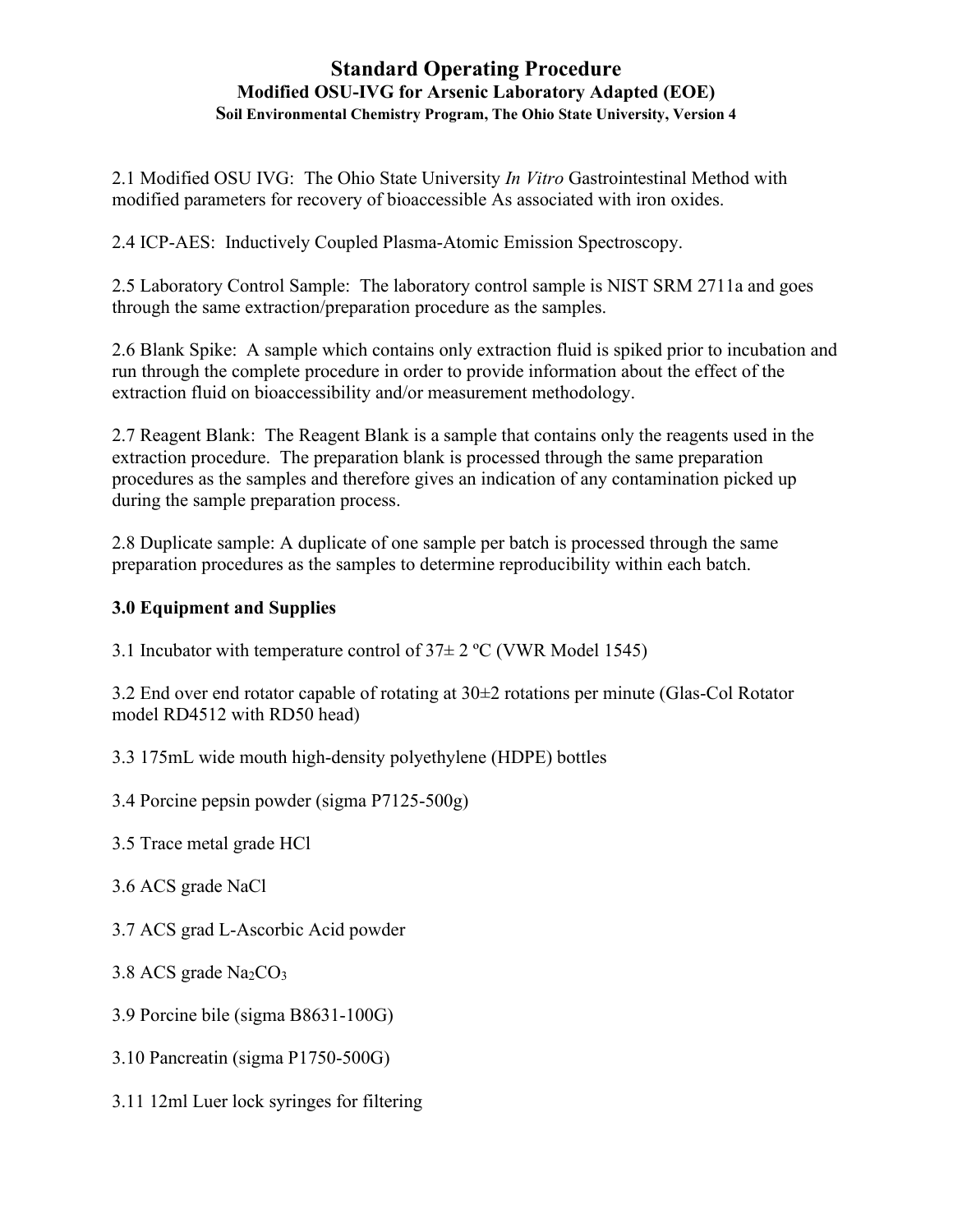# Standard Operating Procedure

## Modified OSU-IVG for Arsenic Laboratory Adapted (EOE)

### Soil Environmental Chemistry Program, The Ohio State University, Version 4

2.1 Modified OSU IVG: The Ohio State University *In Vitro* Gastrointestinal Method with modified parameters for recovery of bioaccessible As associated with iron oxides.

2.4 ICP-AES: Inductively Coupled Plasma-Atomic Emission Spectroscopy.

2.5 Laboratory Control Sample: The laboratory control sample is NIST SRM 2711a and goes through the same extraction/preparation procedure as the samples.

2.6 Blank Spike: A sample which contains only extraction fluid is spiked prior to incubation and run through the complete procedure in order to provide information about the effect of the extraction fluid on bioaccessibility and/or measurement methodology.

2.7 Reagent Blank: The Reagent Blank is a sample that contains only the reagents used in the extraction procedure. The preparation blank is processed through the same preparation procedures as the samples and therefore gives an indication of any contamination picked up during the sample preparation process.

2.8 Duplicate sample: A duplicate of one sample per batch is processed through the same preparation procedures as the samples to determine reproducibility within each batch.

**3.0 Equipment and Supplies**

3.1 Incubator with temperature control of 37± 2 ºC (VWR Model 1545)

3.2 End over end rotator capable of rotating at 30±2 rotations per minute (Glas-Col Rotator model RD4512 with RD50 head)

3.3 175mL wide mouth high-density polyethylene (HDPE) bottles

3.4 Porcine pepsin powder (sigma P7125-500g)

3.5 Trace metal grade HCl

3.6 ACS grade NaCl

3.7 ACS grad L-Ascorbic Acid powder

3.8 ACS grade $Na_2CO_3$

3.9 Porcine bile (sigma B8631-100G)

3.10 Pancreatin (sigma P1750-500G)

3.11 12ml Luer lock syringes for filtering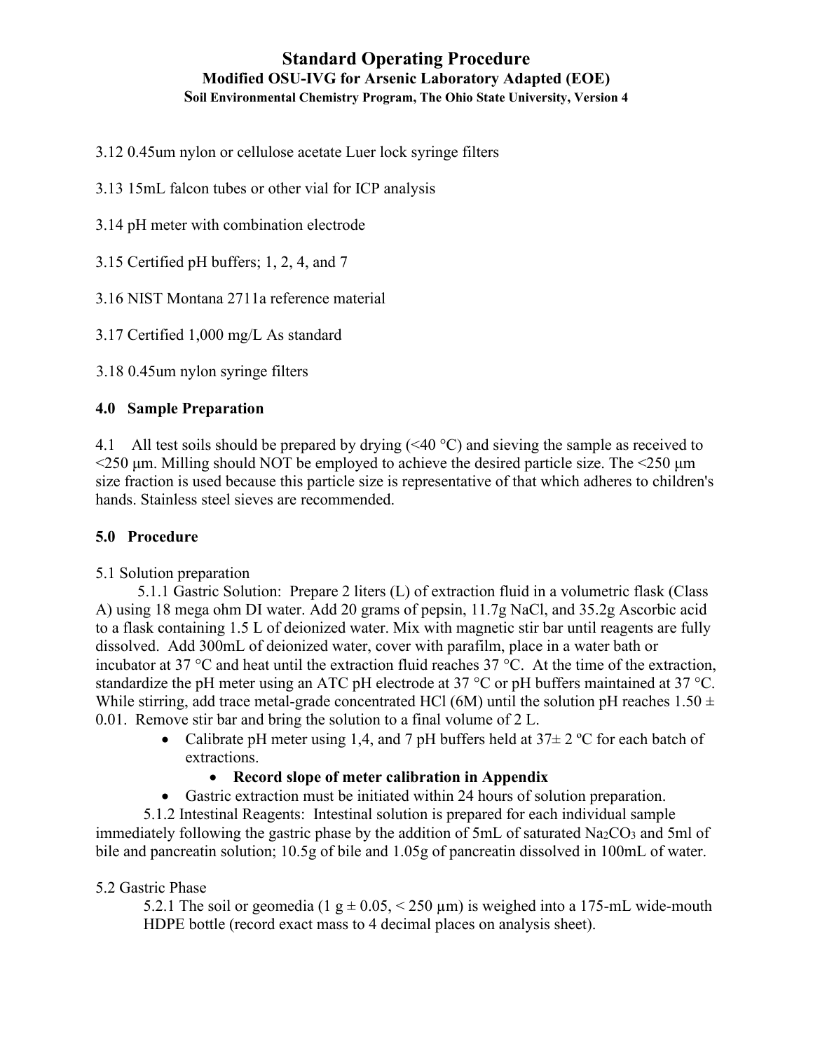3.12 0.45um nylon or cellulose acetate Luer lock syringe filters

3.13 15mL falcon tubes or other vial for ICP analysis

3.14 pH meter with combination electrode

3.15 Certified pH buffers; 1, 2, 4, and 7

3.16 NIST Montana 2711a reference material

3.17 Certified 1,000 mg/L As standard

3.18 0.45um nylon syringe filters

## 4.0 Sample Preparation

4.1 All test soils should be prepared by drying (<40 °C) and sieving the sample as received to <250 µm. Milling should NOT be employed to achieve the desired particle size. The <250 µm size fraction is used because this particle size is representative of that which adheres to children's hands. Stainless steel sieves are recommended.

## 5.0 Procedure

5.1 Solution preparation

5.1.1 Gastric Solution: Prepare 2 liters (L) of extraction fluid in a volumetric flask (Class A) using 18 mega ohm DI water. Add 20 grams of pepsin, 11.7g NaCl, and 35.2g Ascorbic acid to a flask containing 1.5 L of deionized water. Mix with magnetic stir bar until reagents are fully dissolved. Add 300mL of deionized water, cover with parafilm, place in a water bath or incubator at 37 °C and heat until the extraction fluid reaches 37 °C. At the time of the extraction, standardize the pH meter using an ATC pH electrode at 37 °C or pH buffers maintained at 37 °C. While stirring, add trace metal-grade concentrated HCl (6M) until the solution pH reaches 1.50 ± 0.01. Remove stir bar and bring the solution to a final volume of 2 L.

- Calibrate pH meter using 1,4, and 7 pH buffers held at 37± 2 ºC for each batch of extractions.
  - **Record slope of meter calibration in Appendix**
- Gastric extraction must be initiated within 24 hours of solution preparation.

5.1.2 Intestinal Reagents: Intestinal solution is prepared for each individual sample immediately following the gastric phase by the addition of 5mL of saturated $Na_2CO_3$ and 5ml of bile and pancreatin solution; 10.5g of bile and 1.05g of pancreatin dissolved in 100mL of water.

5.2 Gastric Phase

5.2.1 The soil or geomedia (1 g ± 0.05, < 250 µm) is weighed into a 175-mL wide-mouth HDPE bottle (record exact mass to 4 decimal places on analysis sheet).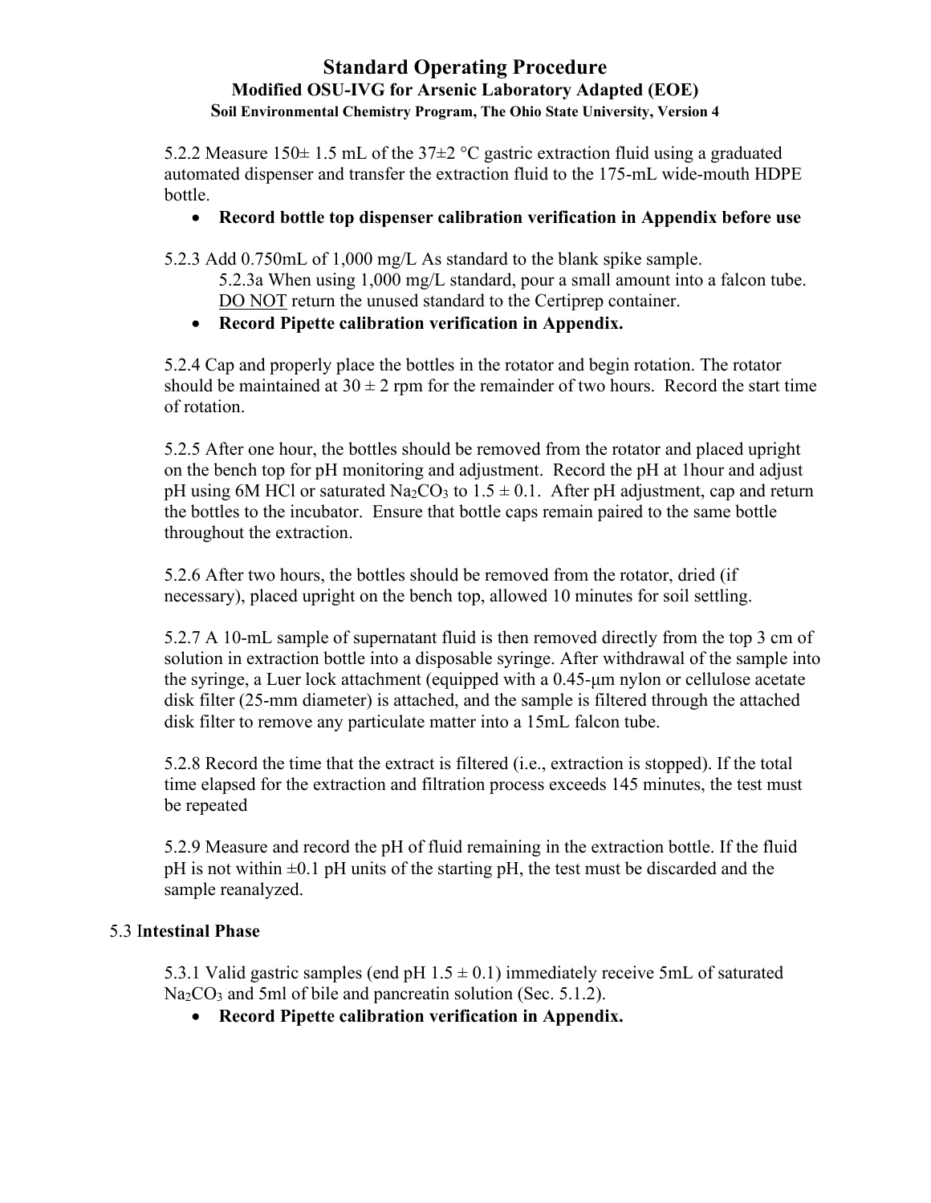5.2.2 Measure 150± 1.5 mL of the 37±2 °C gastric extraction fluid using a graduated automated dispenser and transfer the extraction fluid to the 175-mL wide-mouth HDPE bottle.

- **Record bottle top dispenser calibration verification in Appendix before use**

5.2.3 Add 0.750mL of 1,000 mg/L As standard to the blank spike sample.

5.2.3a When using 1,000 mg/L standard, pour a small amount into a falcon tube. DO NOT return the unused standard to the Certiprep container.

- **Record Pipette calibration verification in Appendix.**

5.2.4 Cap and properly place the bottles in the rotator and begin rotation. The rotator should be maintained at 30 ± 2 rpm for the remainder of two hours. Record the start time of rotation.

5.2.5 After one hour, the bottles should be removed from the rotator and placed upright on the bench top for pH monitoring and adjustment. Record the pH at 1hour and adjust pH using 6M HCl or saturated $Na_2CO_3$ to 1.5 ± 0.1. After pH adjustment, cap and return the bottles to the incubator. Ensure that bottle caps remain paired to the same bottle throughout the extraction.

5.2.6 After two hours, the bottles should be removed from the rotator, dried (if necessary), placed upright on the bench top, allowed 10 minutes for soil settling.

5.2.7 A 10-mL sample of supernatant fluid is then removed directly from the top 3 cm of solution in extraction bottle into a disposable syringe. After withdrawal of the sample into the syringe, a Luer lock attachment (equipped with a 0.45-μm nylon or cellulose acetate disk filter (25-mm diameter) is attached, and the sample is filtered through the attached disk filter to remove any particulate matter into a 15mL falcon tube.

5.2.8 Record the time that the extract is filtered (i.e., extraction is stopped). If the total time elapsed for the extraction and filtration process exceeds 145 minutes, the test must be repeated

5.2.9 Measure and record the pH of fluid remaining in the extraction bottle. If the fluid pH is not within ±0.1 pH units of the starting pH, the test must be discarded and the sample reanalyzed.

## 5.3 Intestinal Phase

5.3.1 Valid gastric samples (end pH 1.5 ± 0.1) immediately receive 5mL of saturated $Na_2CO_3$ and 5ml of bile and pancreatin solution (Sec. 5.1.2).

- **Record Pipette calibration verification in Appendix.**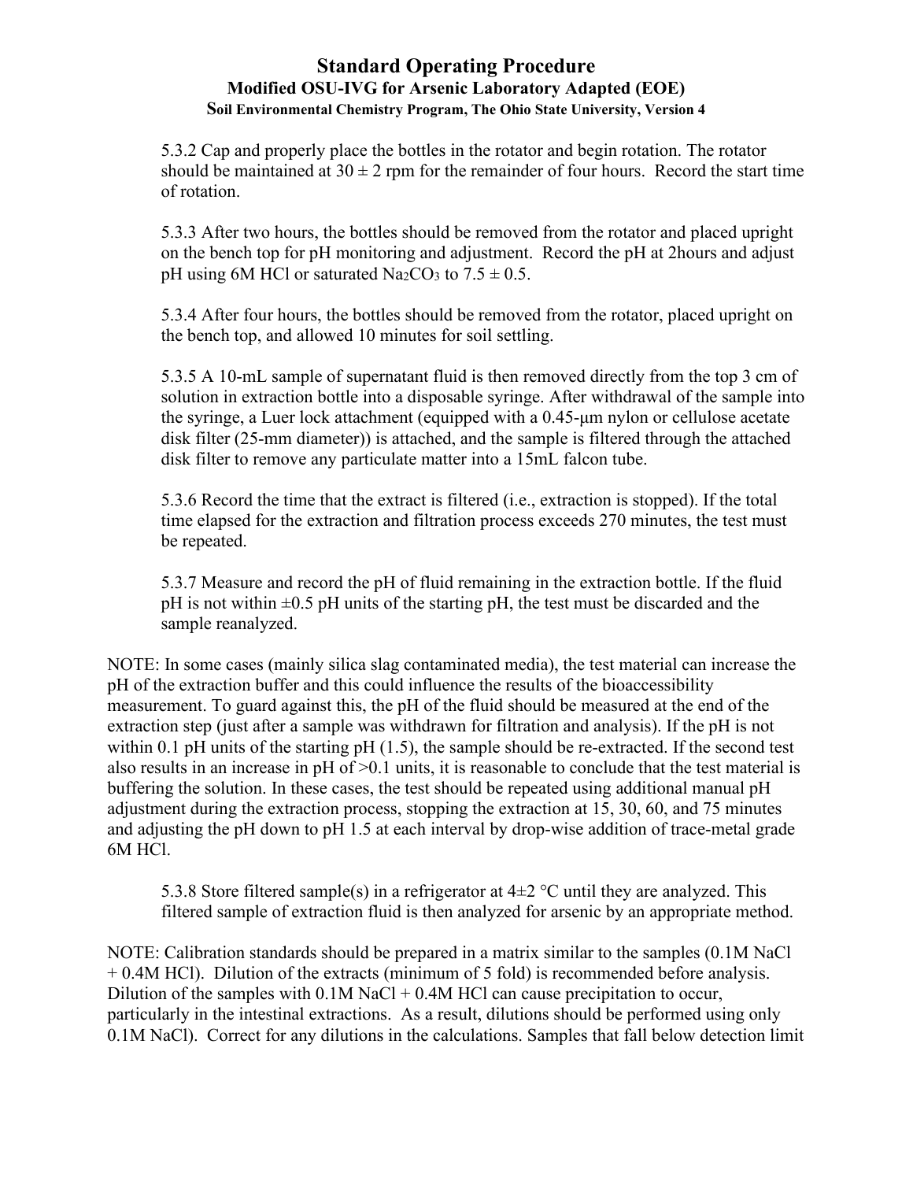5.3.2 Cap and properly place the bottles in the rotator and begin rotation. The rotator should be maintained at 30 ± 2 rpm for the remainder of four hours. Record the start time of rotation.

5.3.3 After two hours, the bottles should be removed from the rotator and placed upright on the bench top for pH monitoring and adjustment. Record the pH at 2hours and adjust pH using 6M HCl or saturated $Na_2CO_3$ to 7.5 ± 0.5.

5.3.4 After four hours, the bottles should be removed from the rotator, placed upright on the bench top, and allowed 10 minutes for soil settling.

5.3.5 A 10-mL sample of supernatant fluid is then removed directly from the top 3 cm of solution in extraction bottle into a disposable syringe. After withdrawal of the sample into the syringe, a Luer lock attachment (equipped with a 0.45-μm nylon or cellulose acetate disk filter (25-mm diameter)) is attached, and the sample is filtered through the attached disk filter to remove any particulate matter into a 15mL falcon tube.

5.3.6 Record the time that the extract is filtered (i.e., extraction is stopped). If the total time elapsed for the extraction and filtration process exceeds 270 minutes, the test must be repeated.

5.3.7 Measure and record the pH of fluid remaining in the extraction bottle. If the fluid pH is not within ±0.5 pH units of the starting pH, the test must be discarded and the sample reanalyzed.

NOTE: In some cases (mainly silica slag contaminated media), the test material can increase the pH of the extraction buffer and this could influence the results of the bioaccessibility measurement. To guard against this, the pH of the fluid should be measured at the end of the extraction step (just after a sample was withdrawn for filtration and analysis). If the pH is not within 0.1 pH units of the starting pH (1.5), the sample should be re-extracted. If the second test also results in an increase in pH of >0.1 units, it is reasonable to conclude that the test material is buffering the solution. In these cases, the test should be repeated using additional manual pH adjustment during the extraction process, stopping the extraction at 15, 30, 60, and 75 minutes and adjusting the pH down to pH 1.5 at each interval by drop-wise addition of trace-metal grade 6M HCl.

5.3.8 Store filtered sample(s) in a refrigerator at 4±2 °C until they are analyzed. This filtered sample of extraction fluid is then analyzed for arsenic by an appropriate method.

NOTE: Calibration standards should be prepared in a matrix similar to the samples (0.1M NaCl + 0.4M HCl). Dilution of the extracts (minimum of 5 fold) is recommended before analysis. Dilution of the samples with 0.1M NaCl + 0.4M HCl can cause precipitation to occur, particularly in the intestinal extractions. As a result, dilutions should be performed using only 0.1M NaCl). Correct for any dilutions in the calculations. Samples that fall below detection limit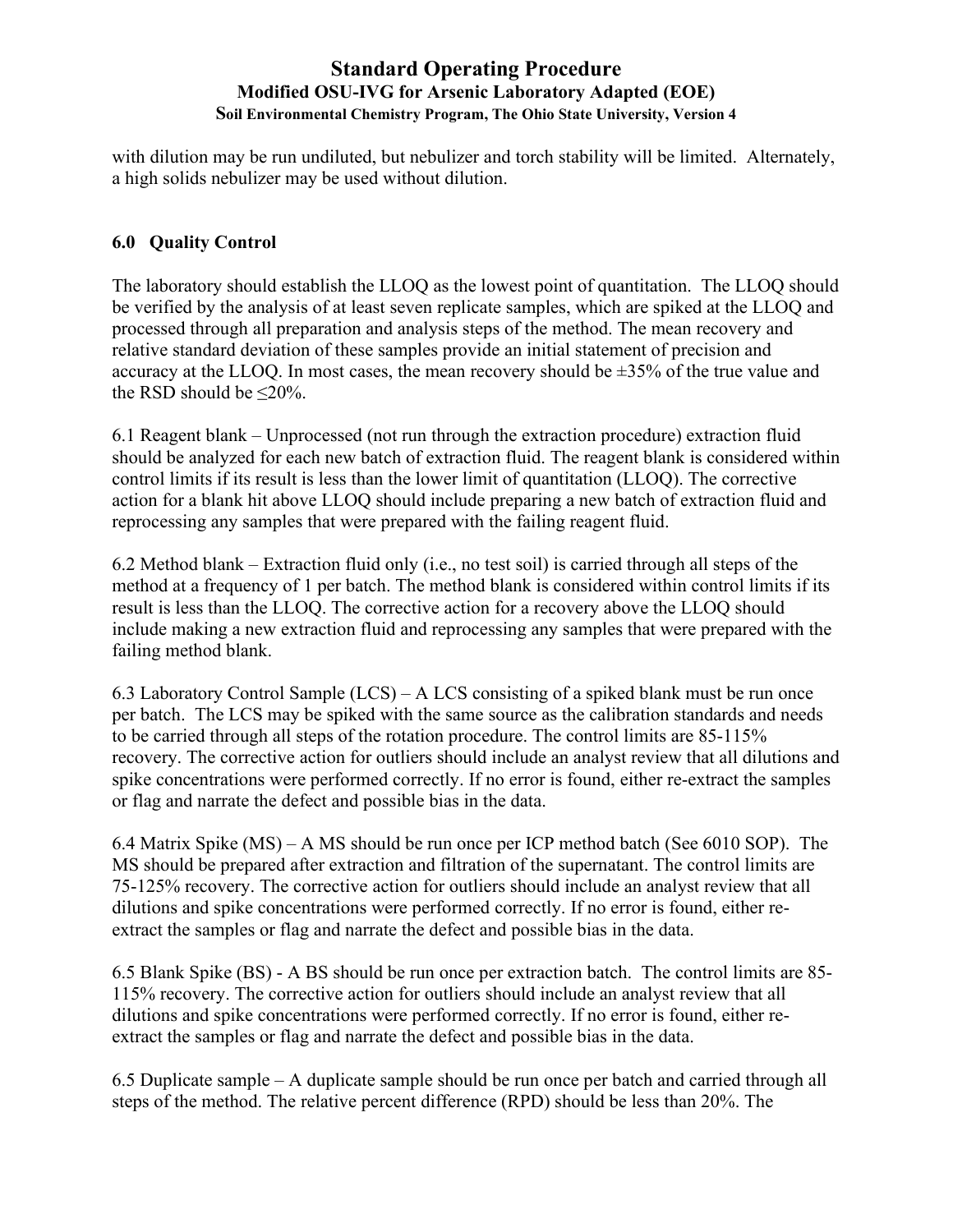with dilution may be run undiluted, but nebulizer and torch stability will be limited. Alternately, a high solids nebulizer may be used without dilution.

## 6.0 Quality Control

The laboratory should establish the LLOQ as the lowest point of quantitation. The LLOQ should be verified by the analysis of at least seven replicate samples, which are spiked at the LLOQ and processed through all preparation and analysis steps of the method. The mean recovery and relative standard deviation of these samples provide an initial statement of precision and accuracy at the LLOQ. In most cases, the mean recovery should be ±35% of the true value and the RSD should be ≤20%.

6.1 Reagent blank – Unprocessed (not run through the extraction procedure) extraction fluid should be analyzed for each new batch of extraction fluid. The reagent blank is considered within control limits if its result is less than the lower limit of quantitation (LLOQ). The corrective action for a blank hit above LLOQ should include preparing a new batch of extraction fluid and reprocessing any samples that were prepared with the failing reagent fluid.

6.2 Method blank – Extraction fluid only (i.e., no test soil) is carried through all steps of the method at a frequency of 1 per batch. The method blank is considered within control limits if its result is less than the LLOQ. The corrective action for a recovery above the LLOQ should include making a new extraction fluid and reprocessing any samples that were prepared with the failing method blank.

6.3 Laboratory Control Sample (LCS) – A LCS consisting of a spiked blank must be run once per batch. The LCS may be spiked with the same source as the calibration standards and needs to be carried through all steps of the rotation procedure. The control limits are 85-115% recovery. The corrective action for outliers should include an analyst review that all dilutions and spike concentrations were performed correctly. If no error is found, either re-extract the samples or flag and narrate the defect and possible bias in the data.

6.4 Matrix Spike (MS) – A MS should be run once per ICP method batch (See 6010 SOP). The MS should be prepared after extraction and filtration of the supernatant. The control limits are 75-125% recovery. The corrective action for outliers should include an analyst review that all dilutions and spike concentrations were performed correctly. If no error is found, either re-extract the samples or flag and narrate the defect and possible bias in the data.

6.5 Blank Spike (BS) - A BS should be run once per extraction batch. The control limits are 85-115% recovery. The corrective action for outliers should include an analyst review that all dilutions and spike concentrations were performed correctly. If no error is found, either re-extract the samples or flag and narrate the defect and possible bias in the data.

6.5 Duplicate sample – A duplicate sample should be run once per batch and carried through all steps of the method. The relative percent difference (RPD) should be less than 20%. The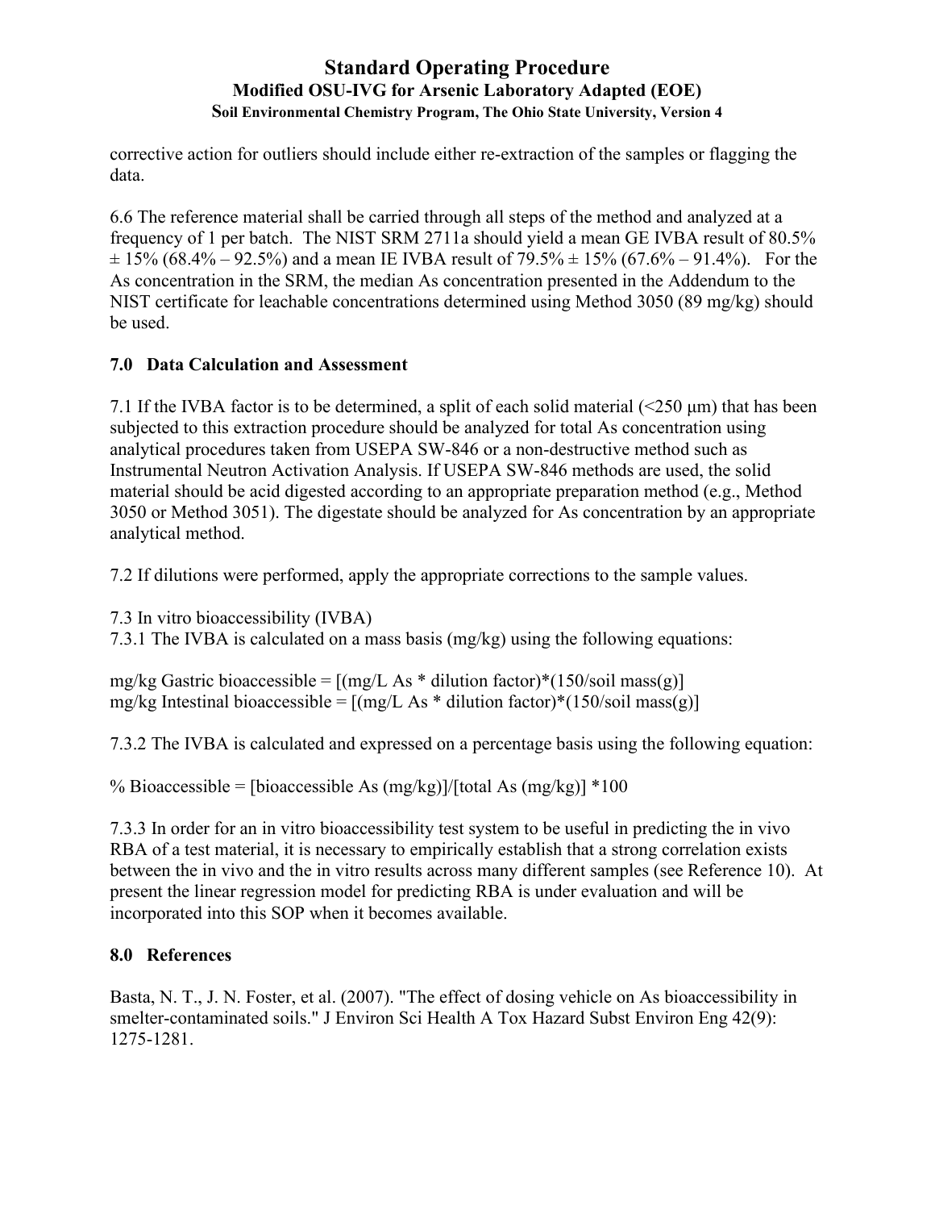corrective action for outliers should include either re-extraction of the samples or flagging the data.

6.6 The reference material shall be carried through all steps of the method and analyzed at a frequency of 1 per batch. The NIST SRM 2711a should yield a mean GE IVBA result of 80.5% ± 15% (68.4% – 92.5%) and a mean IE IVBA result of 79.5% ± 15% (67.6% – 91.4%). For the As concentration in the SRM, the median As concentration presented in the Addendum to the NIST certificate for leachable concentrations determined using Method 3050 (89 mg/kg) should be used.

## 7.0 Data Calculation and Assessment

7.1 If the IVBA factor is to be determined, a split of each solid material (<250 μm) that has been subjected to this extraction procedure should be analyzed for total As concentration using analytical procedures taken from USEPA SW-846 or a non-destructive method such as Instrumental Neutron Activation Analysis. If USEPA SW-846 methods are used, the solid material should be acid digested according to an appropriate preparation method (e.g., Method 3050 or Method 3051). The digestate should be analyzed for As concentration by an appropriate analytical method.

7.2 If dilutions were performed, apply the appropriate corrections to the sample values.

7.3 In vitro bioaccessibility (IVBA)

7.3.1 The IVBA is calculated on a mass basis (mg/kg) using the following equations:

mg/kg Gastric bioaccessible = [(mg/L As * dilution factor)*(150/soil mass(g)]
mg/kg Intestinal bioaccessible = [(mg/L As * dilution factor)*(150/soil mass(g)]

7.3.2 The IVBA is calculated and expressed on a percentage basis using the following equation:

% Bioaccessible = [bioaccessible As (mg/kg)]/[total As (mg/kg)] *100

7.3.3 In order for an in vitro bioaccessibility test system to be useful in predicting the in vivo RBA of a test material, it is necessary to empirically establish that a strong correlation exists between the in vivo and the in vitro results across many different samples (see Reference 10). At present the linear regression model for predicting RBA is under evaluation and will be incorporated into this SOP when it becomes available.

## 8.0 References

Basta, N. T., J. N. Foster, et al. (2007). "The effect of dosing vehicle on As bioaccessibility in smelter-contaminated soils." J Environ Sci Health A Tox Hazard Subst Environ Eng 42(9): 1275-1281.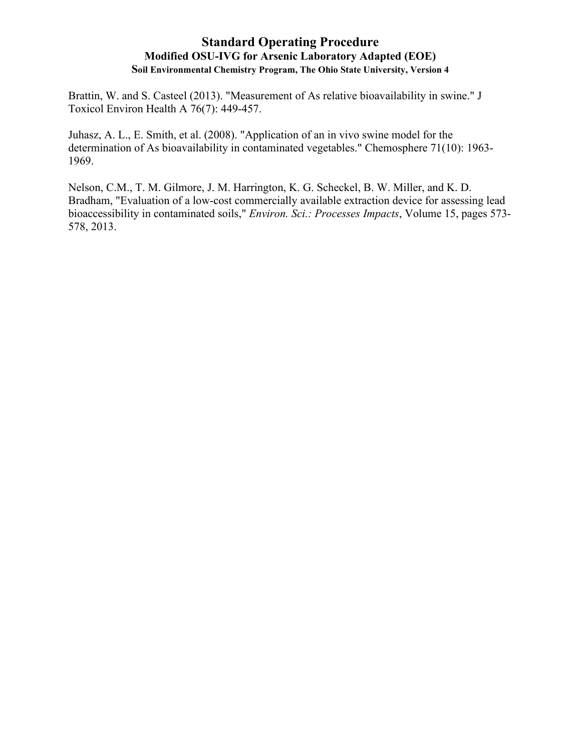Brattin, W. and S. Casteel (2013). "Measurement of As relative bioavailability in swine." J Toxicol Environ Health A 76(7): 449-457.

Juhasz, A. L., E. Smith, et al. (2008). "Application of an in vivo swine model for the determination of As bioavailability in contaminated vegetables." Chemosphere 71(10): 1963-1969.

Nelson, C.M., T. M. Gilmore, J. M. Harrington, K. G. Scheckel, B. W. Miller, and K. D. Bradham, "Evaluation of a low-cost commercially available extraction device for assessing lead bioaccessibility in contaminated soils," *Environ. Sci.: Processes Impacts*, Volume 15, pages 573-578, 2013.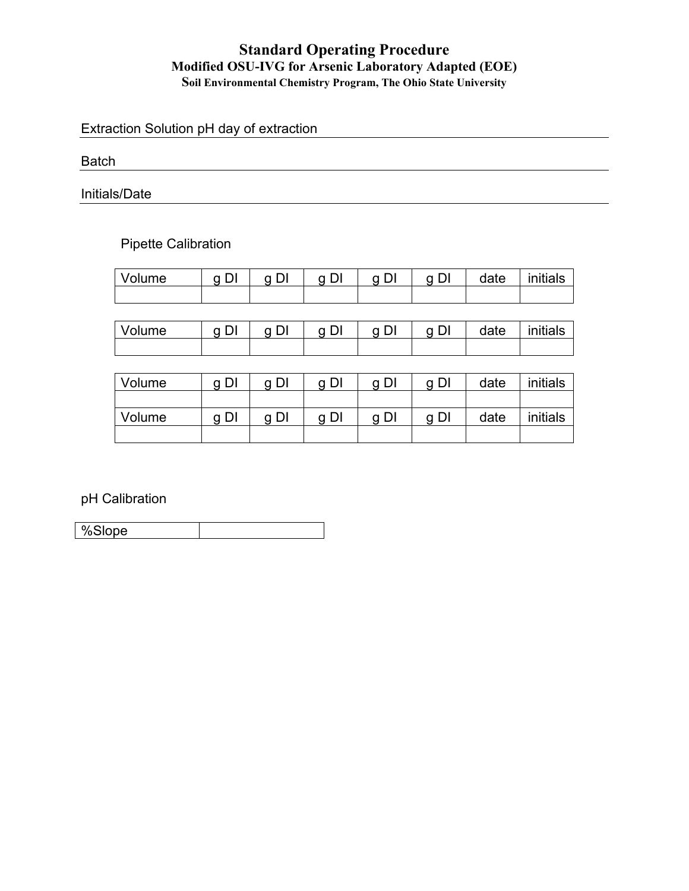# Standard Operating Procedure

## Modified OSU-IVG for Arsenic Laboratory Adapted (EOE)

### Soil Environmental Chemistry Program, The Ohio State University

Extraction Solution pH day of extraction

Batch

Initials/Date

Pipette Calibration

| Volume | g DI | g DI | g DI | g DI | g DI | date | initials |
|---|---|---|---|---|---|---|---|
| | | | | | | | |

| Volume | g DI | g DI | g DI | g DI | g DI | date | initials |
|---|---|---|---|---|---|---|---|
| | | | | | | | |

| Volume | g DI | g DI | g DI | g DI | g DI | date | initials |
|---|---|---|---|---|---|---|---|
| | | | | | | | |
| Volume | g DI | g DI | g DI | g DI | g DI | date | initials |
| | | | | | | | |

pH Calibration

| | |
|---|---|
| %Slope | |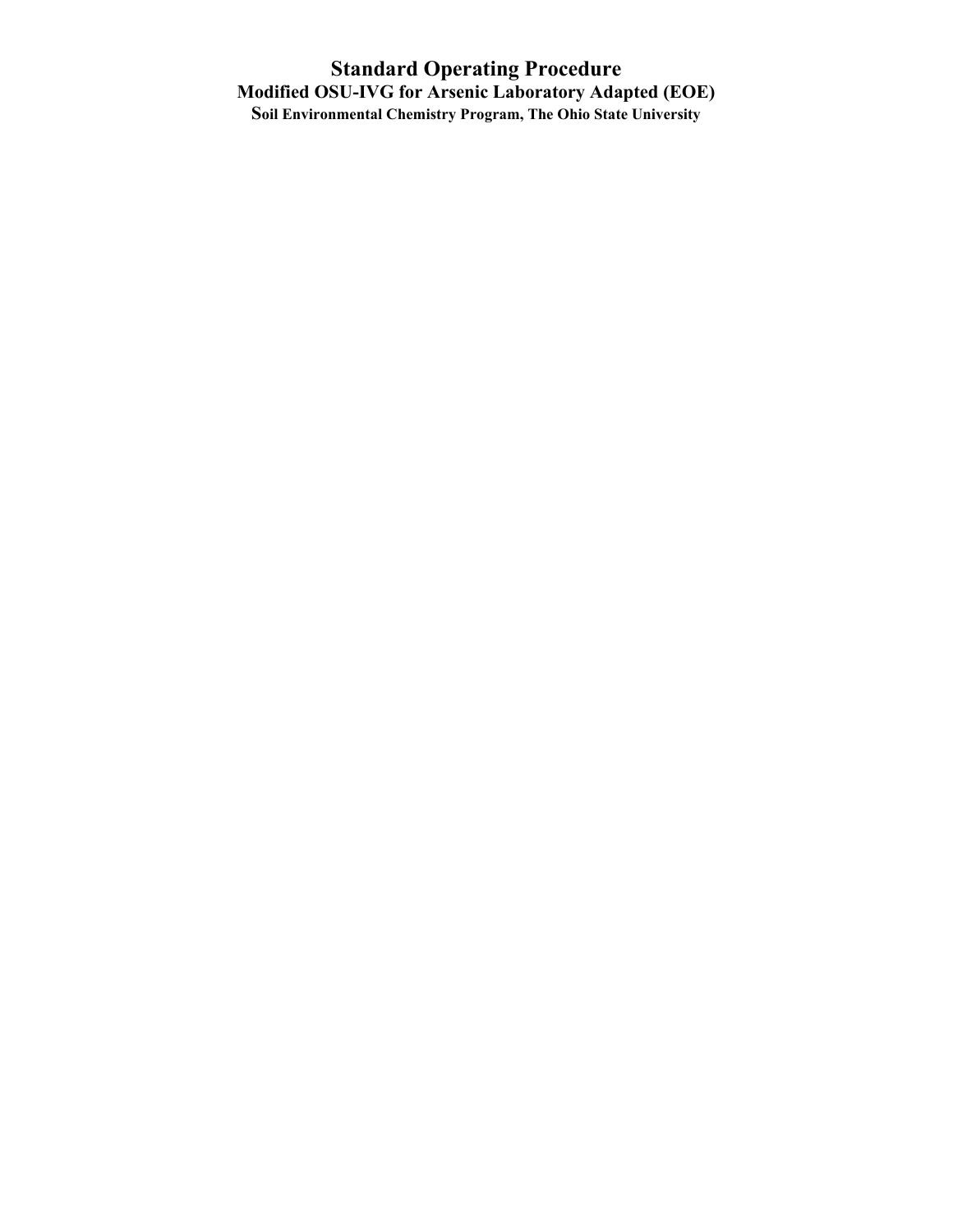# Standard Operating Procedure

## Modified OSU-IVG for Arsenic Laboratory Adapted (EOE)

### Soil Environmental Chemistry Program, The Ohio State University